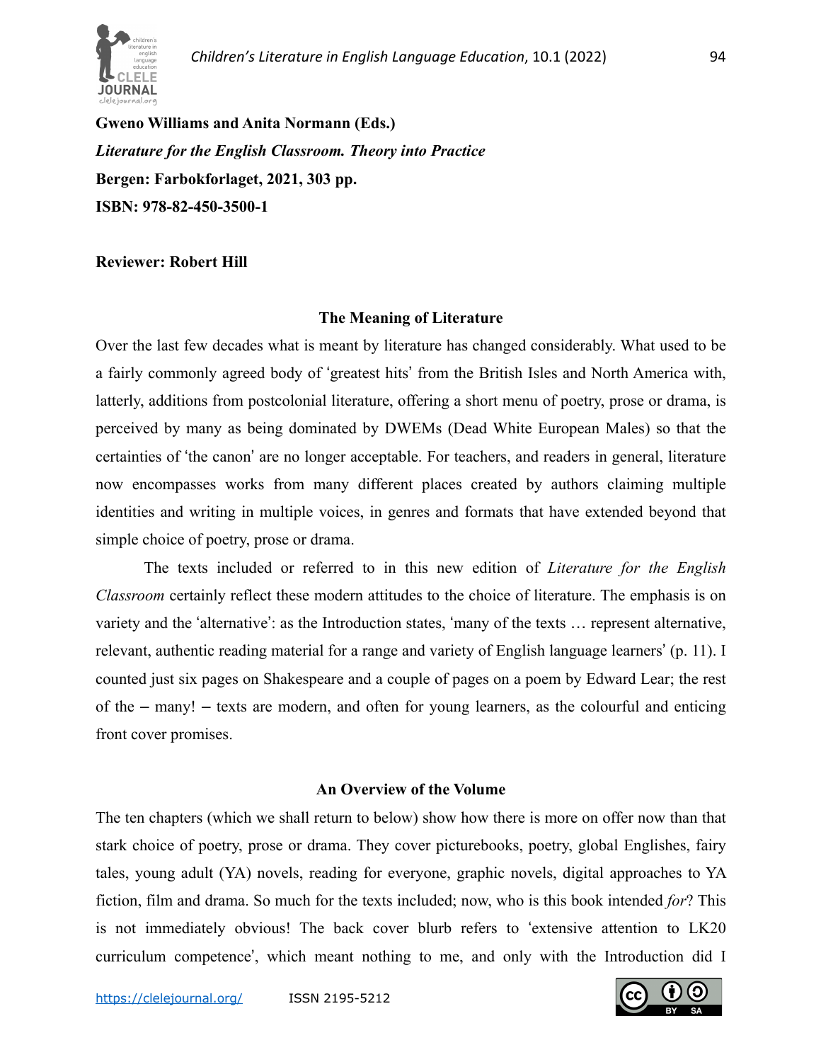**Gweno Williams and Anita Normann (Eds.)**
***Literature for the English Classroom. Theory into Practice***
**Bergen: Farbokforlaget, 2021, 303 pp.**
**ISBN: 978-82-450-3500-1**

**Reviewer: Robert Hill**

## The Meaning of Literature

Over the last few decades what is meant by literature has changed considerably. What used to be a fairly commonly agreed body of 'greatest hits' from the British Isles and North America with, latterly, additions from postcolonial literature, offering a short menu of poetry, prose or drama, is perceived by many as being dominated by DWEMs (Dead White European Males) so that the certainties of 'the canon' are no longer acceptable. For teachers, and readers in general, literature now encompasses works from many different places created by authors claiming multiple identities and writing in multiple voices, in genres and formats that have extended beyond that simple choice of poetry, prose or drama.

The texts included or referred to in this new edition of *Literature for the English Classroom* certainly reflect these modern attitudes to the choice of literature. The emphasis is on variety and the 'alternative': as the Introduction states, 'many of the texts … represent alternative, relevant, authentic reading material for a range and variety of English language learners' (p. 11). I counted just six pages on Shakespeare and a couple of pages on a poem by Edward Lear; the rest of the – many! – texts are modern, and often for young learners, as the colourful and enticing front cover promises.

## An Overview of the Volume

The ten chapters (which we shall return to below) show how there is more on offer now than that stark choice of poetry, prose or drama. They cover picturebooks, poetry, global Englishes, fairy tales, young adult (YA) novels, reading for everyone, graphic novels, digital approaches to YA fiction, film and drama. So much for the texts included; now, who is this book intended *for*? This is not immediately obvious! The back cover blurb refers to 'extensive attention to LK20 curriculum competence', which meant nothing to me, and only with the Introduction did I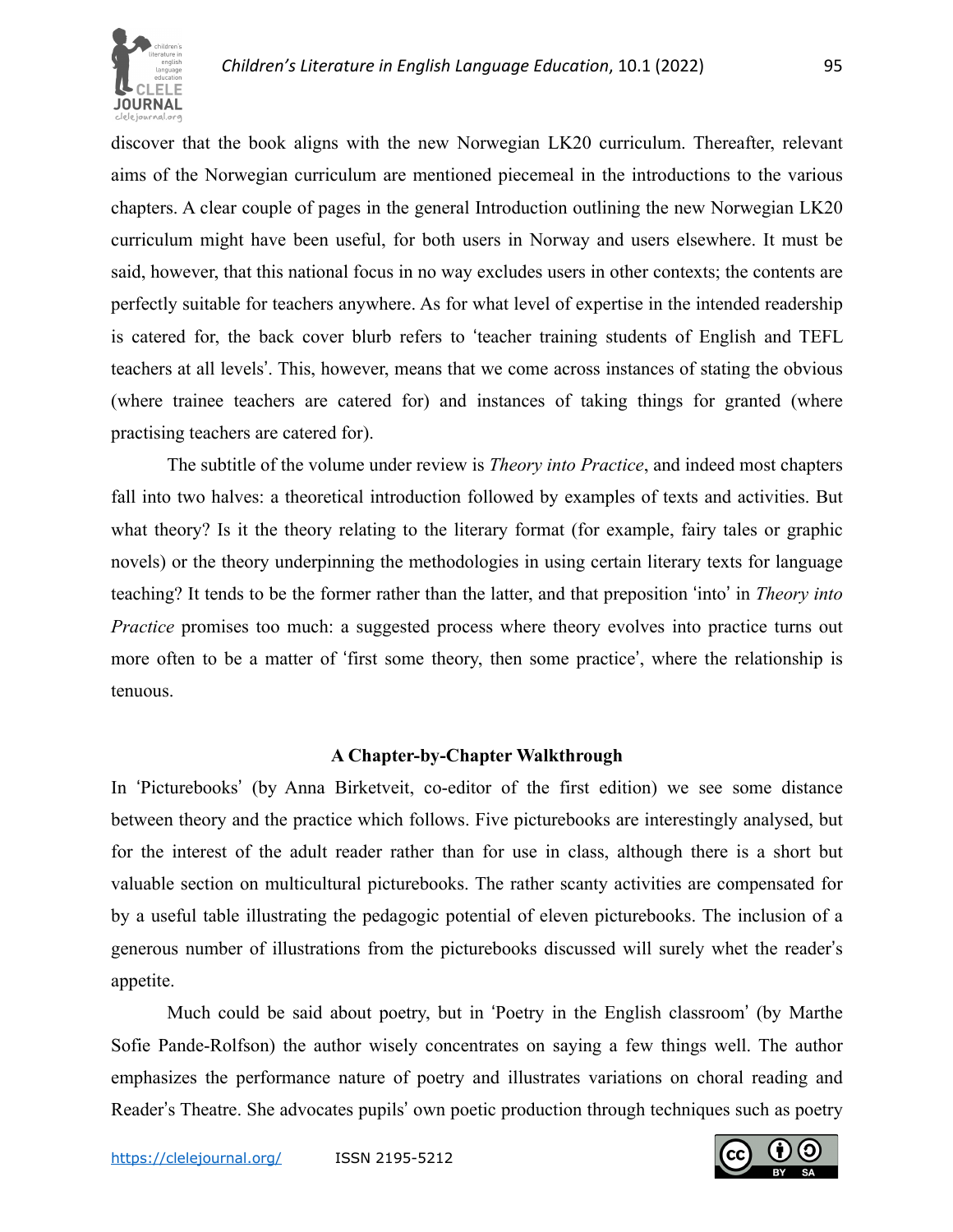discover that the book aligns with the new Norwegian LK20 curriculum. Thereafter, relevant aims of the Norwegian curriculum are mentioned piecemeal in the introductions to the various chapters. A clear couple of pages in the general Introduction outlining the new Norwegian LK20 curriculum might have been useful, for both users in Norway and users elsewhere. It must be said, however, that this national focus in no way excludes users in other contexts; the contents are perfectly suitable for teachers anywhere. As for what level of expertise in the intended readership is catered for, the back cover blurb refers to 'teacher training students of English and TEFL teachers at all levels'. This, however, means that we come across instances of stating the obvious (where trainee teachers are catered for) and instances of taking things for granted (where practising teachers are catered for).

The subtitle of the volume under review is *Theory into Practice*, and indeed most chapters fall into two halves: a theoretical introduction followed by examples of texts and activities. But what theory? Is it the theory relating to the literary format (for example, fairy tales or graphic novels) or the theory underpinning the methodologies in using certain literary texts for language teaching? It tends to be the former rather than the latter, and that preposition 'into' in *Theory into Practice* promises too much: a suggested process where theory evolves into practice turns out more often to be a matter of 'first some theory, then some practice', where the relationship is tenuous.

## A Chapter-by-Chapter Walkthrough

In 'Picturebooks' (by Anna Birketveit, co-editor of the first edition) we see some distance between theory and the practice which follows. Five picturebooks are interestingly analysed, but for the interest of the adult reader rather than for use in class, although there is a short but valuable section on multicultural picturebooks. The rather scanty activities are compensated for by a useful table illustrating the pedagogic potential of eleven picturebooks. The inclusion of a generous number of illustrations from the picturebooks discussed will surely whet the reader's appetite.

Much could be said about poetry, but in 'Poetry in the English classroom' (by Marthe Sofie Pande-Rolfson) the author wisely concentrates on saying a few things well. The author emphasizes the performance nature of poetry and illustrates variations on choral reading and Reader's Theatre. She advocates pupils' own poetic production through techniques such as poetry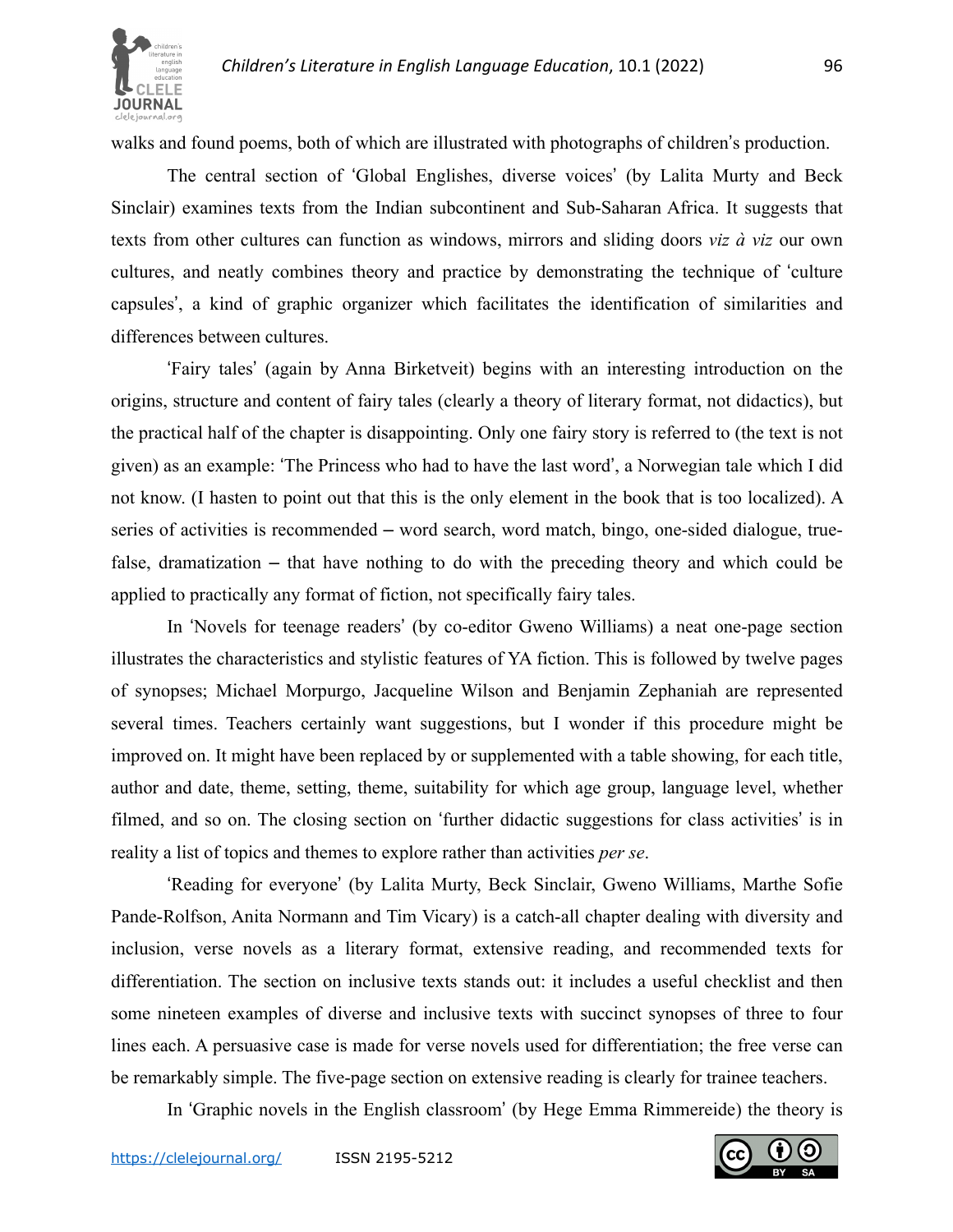walks and found poems, both of which are illustrated with photographs of children's production.

The central section of 'Global Englishes, diverse voices' (by Lalita Murty and Beck Sinclair) examines texts from the Indian subcontinent and Sub-Saharan Africa. It suggests that texts from other cultures can function as windows, mirrors and sliding doors *viz à viz* our own cultures, and neatly combines theory and practice by demonstrating the technique of 'culture capsules', a kind of graphic organizer which facilitates the identification of similarities and differences between cultures.

'Fairy tales' (again by Anna Birketveit) begins with an interesting introduction on the origins, structure and content of fairy tales (clearly a theory of literary format, not didactics), but the practical half of the chapter is disappointing. Only one fairy story is referred to (the text is not given) as an example: 'The Princess who had to have the last word', a Norwegian tale which I did not know. (I hasten to point out that this is the only element in the book that is too localized). A series of activities is recommended – word search, word match, bingo, one-sided dialogue, true-false, dramatization – that have nothing to do with the preceding theory and which could be applied to practically any format of fiction, not specifically fairy tales.

In 'Novels for teenage readers' (by co-editor Gweno Williams) a neat one-page section illustrates the characteristics and stylistic features of YA fiction. This is followed by twelve pages of synopses; Michael Morpurgo, Jacqueline Wilson and Benjamin Zephaniah are represented several times. Teachers certainly want suggestions, but I wonder if this procedure might be improved on. It might have been replaced by or supplemented with a table showing, for each title, author and date, theme, setting, theme, suitability for which age group, language level, whether filmed, and so on. The closing section on 'further didactic suggestions for class activities' is in reality a list of topics and themes to explore rather than activities *per se*.

'Reading for everyone' (by Lalita Murty, Beck Sinclair, Gweno Williams, Marthe Sofie Pande-Rolfson, Anita Normann and Tim Vicary) is a catch-all chapter dealing with diversity and inclusion, verse novels as a literary format, extensive reading, and recommended texts for differentiation. The section on inclusive texts stands out: it includes a useful checklist and then some nineteen examples of diverse and inclusive texts with succinct synopses of three to four lines each. A persuasive case is made for verse novels used for differentiation; the free verse can be remarkably simple. The five-page section on extensive reading is clearly for trainee teachers.

In 'Graphic novels in the English classroom' (by Hege Emma Rimmereide) the theory is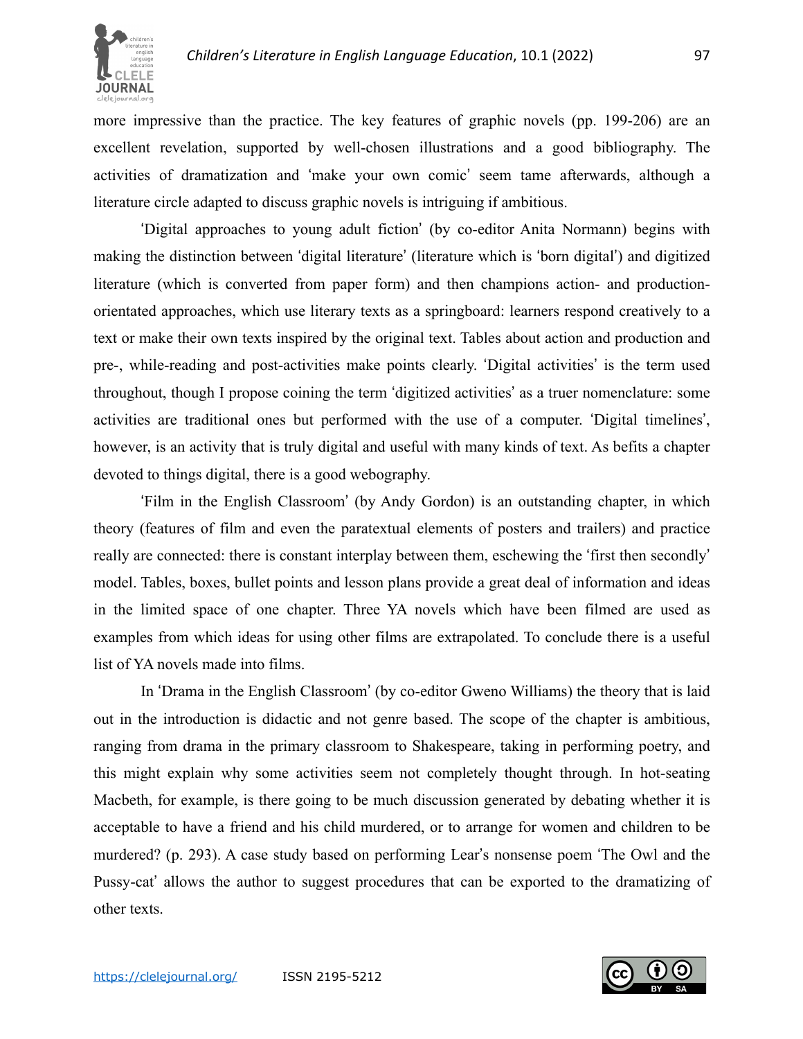more impressive than the practice. The key features of graphic novels (pp. 199-206) are an excellent revelation, supported by well-chosen illustrations and a good bibliography. The activities of dramatization and 'make your own comic' seem tame afterwards, although a literature circle adapted to discuss graphic novels is intriguing if ambitious.

'Digital approaches to young adult fiction' (by co-editor Anita Normann) begins with making the distinction between 'digital literature' (literature which is 'born digital') and digitized literature (which is converted from paper form) and then champions action- and production-orientated approaches, which use literary texts as a springboard: learners respond creatively to a text or make their own texts inspired by the original text. Tables about action and production and pre-, while-reading and post-activities make points clearly. 'Digital activities' is the term used throughout, though I propose coining the term 'digitized activities' as a truer nomenclature: some activities are traditional ones but performed with the use of a computer. 'Digital timelines', however, is an activity that is truly digital and useful with many kinds of text. As befits a chapter devoted to things digital, there is a good webography.

'Film in the English Classroom' (by Andy Gordon) is an outstanding chapter, in which theory (features of film and even the paratextual elements of posters and trailers) and practice really are connected: there is constant interplay between them, eschewing the 'first then secondly' model. Tables, boxes, bullet points and lesson plans provide a great deal of information and ideas in the limited space of one chapter. Three YA novels which have been filmed are used as examples from which ideas for using other films are extrapolated. To conclude there is a useful list of YA novels made into films.

In 'Drama in the English Classroom' (by co-editor Gweno Williams) the theory that is laid out in the introduction is didactic and not genre based. The scope of the chapter is ambitious, ranging from drama in the primary classroom to Shakespeare, taking in performing poetry, and this might explain why some activities seem not completely thought through. In hot-seating Macbeth, for example, is there going to be much discussion generated by debating whether it is acceptable to have a friend and his child murdered, or to arrange for women and children to be murdered? (p. 293). A case study based on performing Lear's nonsense poem 'The Owl and the Pussy-cat' allows the author to suggest procedures that can be exported to the dramatizing of other texts.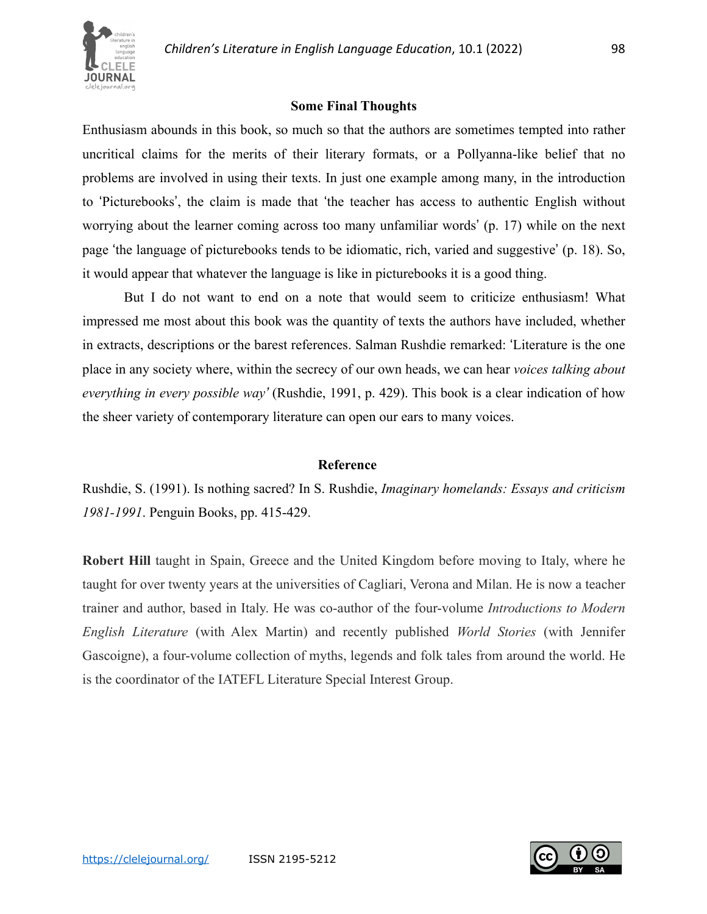## Some Final Thoughts

Enthusiasm abounds in this book, so much so that the authors are sometimes tempted into rather uncritical claims for the merits of their literary formats, or a Pollyanna-like belief that no problems are involved in using their texts. In just one example among many, in the introduction to 'Picturebooks', the claim is made that 'the teacher has access to authentic English without worrying about the learner coming across too many unfamiliar words' (p. 17) while on the next page 'the language of picturebooks tends to be idiomatic, rich, varied and suggestive' (p. 18). So, it would appear that whatever the language is like in picturebooks it is a good thing.

But I do not want to end on a note that would seem to criticize enthusiasm! What impressed me most about this book was the quantity of texts the authors have included, whether in extracts, descriptions or the barest references. Salman Rushdie remarked: 'Literature is the one place in any society where, within the secrecy of our own heads, we can hear *voices talking about everything in every possible way'* (Rushdie, 1991, p. 429). This book is a clear indication of how the sheer variety of contemporary literature can open our ears to many voices.

## Reference

Rushdie, S. (1991). Is nothing sacred? In S. Rushdie, *Imaginary homelands: Essays and criticism 1981-1991*. Penguin Books, pp. 415-429.

**Robert Hill** taught in Spain, Greece and the United Kingdom before moving to Italy, where he taught for over twenty years at the universities of Cagliari, Verona and Milan. He is now a teacher trainer and author, based in Italy. He was co-author of the four-volume *Introductions to Modern English Literature* (with Alex Martin) and recently published *World Stories* (with Jennifer Gascoigne), a four-volume collection of myths, legends and folk tales from around the world. He is the coordinator of the IATEFL Literature Special Interest Group.